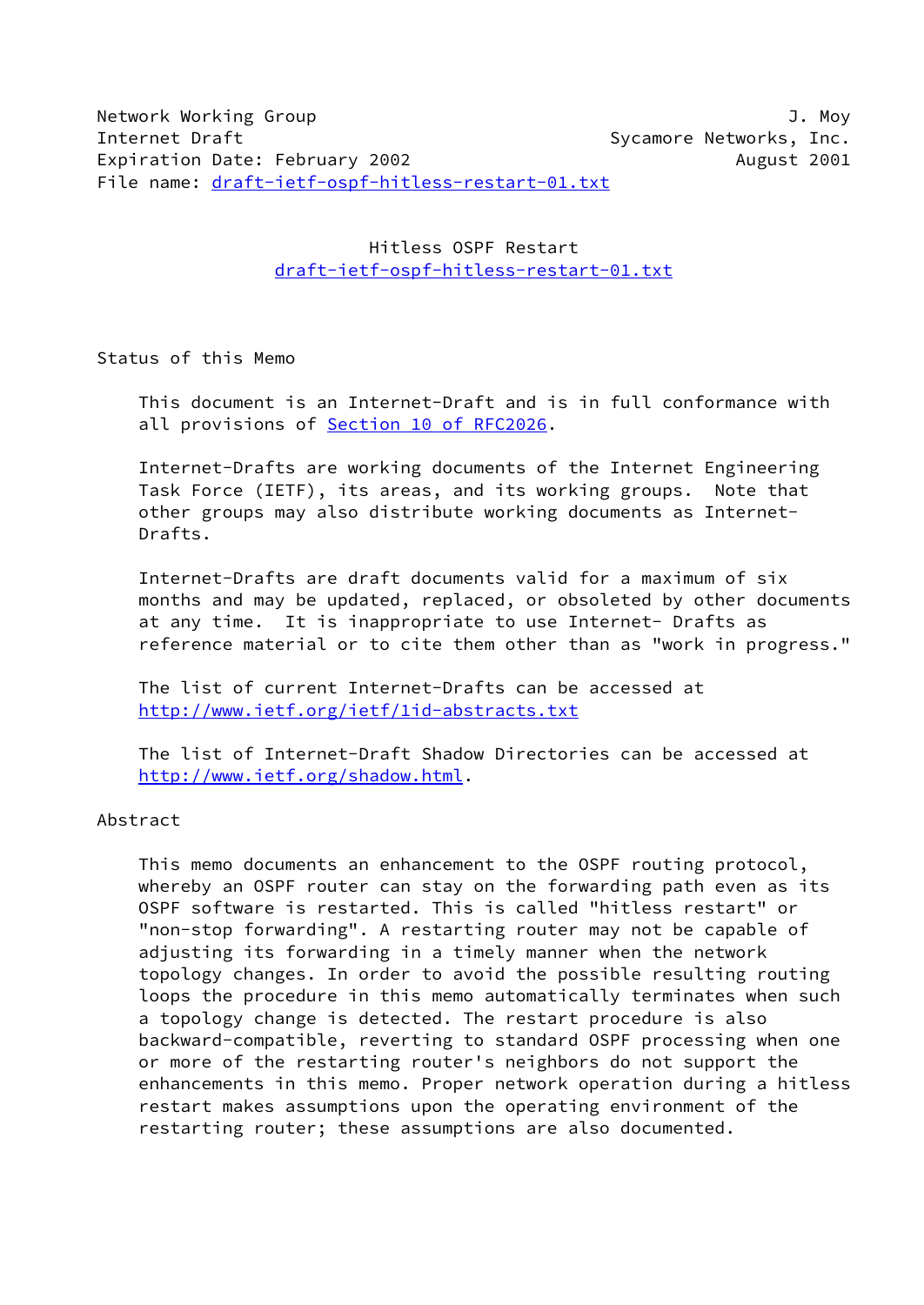Network Working Group — J. Moy
Internet Draft — Sycamore Networks, Inc.
Expiration Date: February 2002 — August 2001
File name: draft-ietf-ospf-hitless-restart-01.txt

# Hitless OSPF Restart

draft-ietf-ospf-hitless-restart-01.txt

## Status of this Memo

This document is an Internet-Draft and is in full conformance with all provisions of Section 10 of RFC2026.

Internet-Drafts are working documents of the Internet Engineering Task Force (IETF), its areas, and its working groups. Note that other groups may also distribute working documents as Internet-Drafts.

Internet-Drafts are draft documents valid for a maximum of six months and may be updated, replaced, or obsoleted by other documents at any time. It is inappropriate to use Internet- Drafts as reference material or to cite them other than as "work in progress."

The list of current Internet-Drafts can be accessed at http://www.ietf.org/ietf/1id-abstracts.txt

The list of Internet-Draft Shadow Directories can be accessed at http://www.ietf.org/shadow.html.

## Abstract

This memo documents an enhancement to the OSPF routing protocol, whereby an OSPF router can stay on the forwarding path even as its OSPF software is restarted. This is called "hitless restart" or "non-stop forwarding". A restarting router may not be capable of adjusting its forwarding in a timely manner when the network topology changes. In order to avoid the possible resulting routing loops the procedure in this memo automatically terminates when such a topology change is detected. The restart procedure is also backward-compatible, reverting to standard OSPF processing when one or more of the restarting router's neighbors do not support the enhancements in this memo. Proper network operation during a hitless restart makes assumptions upon the operating environment of the restarting router; these assumptions are also documented.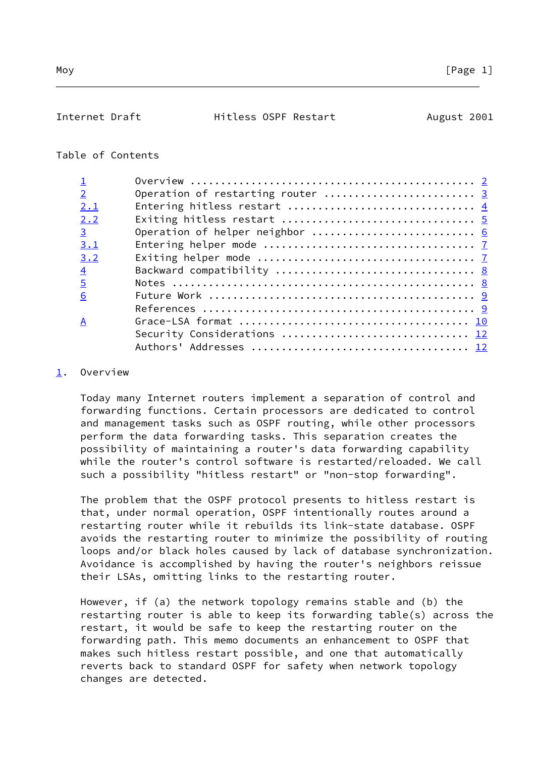Table of Contents

| | | |
|---|---|---|
| 1 | Overview | 2 |
| 2 | Operation of restarting router | 3 |
| 2.1 | Entering hitless restart | 4 |
| 2.2 | Exiting hitless restart | 5 |
| 3 | Operation of helper neighbor | 6 |
| 3.1 | Entering helper mode | 7 |
| 3.2 | Exiting helper mode | 7 |
| 4 | Backward compatibility | 8 |
| 5 | Notes | 8 |
| 6 | Future Work | 9 |
| | References | 9 |
| A | Grace-LSA format | 10 |
| | Security Considerations | 12 |
| | Authors' Addresses | 12 |

# 1. Overview

Today many Internet routers implement a separation of control and forwarding functions. Certain processors are dedicated to control and management tasks such as OSPF routing, while other processors perform the data forwarding tasks. This separation creates the possibility of maintaining a router's data forwarding capability while the router's control software is restarted/reloaded. We call such a possibility "hitless restart" or "non-stop forwarding".

The problem that the OSPF protocol presents to hitless restart is that, under normal operation, OSPF intentionally routes around a restarting router while it rebuilds its link-state database. OSPF avoids the restarting router to minimize the possibility of routing loops and/or black holes caused by lack of database synchronization. Avoidance is accomplished by having the router's neighbors reissue their LSAs, omitting links to the restarting router.

However, if (a) the network topology remains stable and (b) the restarting router is able to keep its forwarding table(s) across the restart, it would be safe to keep the restarting router on the forwarding path. This memo documents an enhancement to OSPF that makes such hitless restart possible, and one that automatically reverts back to standard OSPF for safety when network topology changes are detected.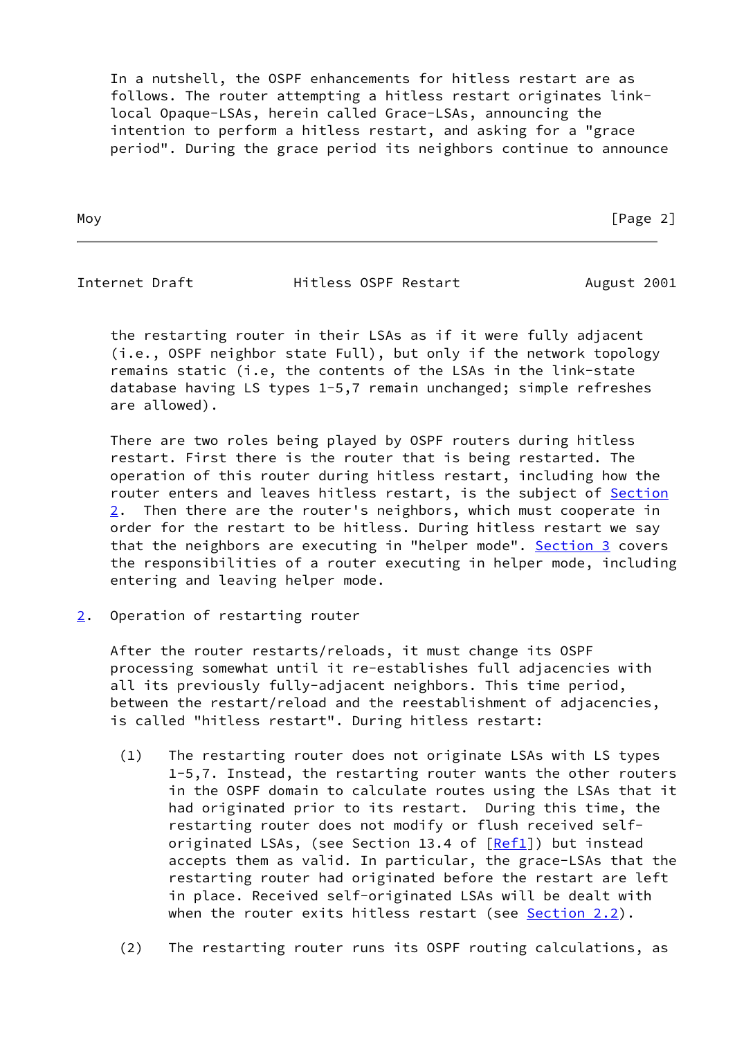In a nutshell, the OSPF enhancements for hitless restart are as follows. The router attempting a hitless restart originates link-local Opaque-LSAs, herein called Grace-LSAs, announcing the intention to perform a hitless restart, and asking for a "grace period". During the grace period its neighbors continue to announce the restarting router in their LSAs as if it were fully adjacent (i.e., OSPF neighbor state Full), but only if the network topology remains static (i.e, the contents of the LSAs in the link-state database having LS types 1-5,7 remain unchanged; simple refreshes are allowed).

There are two roles being played by OSPF routers during hitless restart. First there is the router that is being restarted. The operation of this router during hitless restart, including how the router enters and leaves hitless restart, is the subject of Section 2. Then there are the router's neighbors, which must cooperate in order for the restart to be hitless. During hitless restart we say that the neighbors are executing in "helper mode". Section 3 covers the responsibilities of a router executing in helper mode, including entering and leaving helper mode.

## 2. Operation of restarting router

After the router restarts/reloads, it must change its OSPF processing somewhat until it re-establishes full adjacencies with all its previously fully-adjacent neighbors. This time period, between the restart/reload and the reestablishment of adjacencies, is called "hitless restart". During hitless restart:

(1) The restarting router does not originate LSAs with LS types 1-5,7. Instead, the restarting router wants the other routers in the OSPF domain to calculate routes using the LSAs that it had originated prior to its restart. During this time, the restarting router does not modify or flush received self-originated LSAs, (see Section 13.4 of [Ref1]) but instead accepts them as valid. In particular, the grace-LSAs that the restarting router had originated before the restart are left in place. Received self-originated LSAs will be dealt with when the router exits hitless restart (see Section 2.2).

(2) The restarting router runs its OSPF routing calculations, as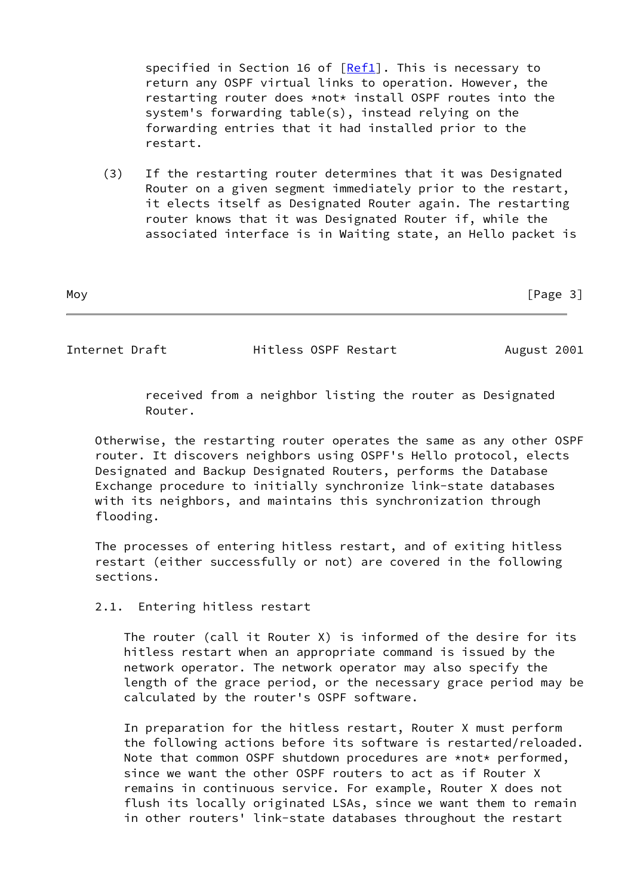specified in Section 16 of [Ref1]. This is necessary to return any OSPF virtual links to operation. However, the restarting router does *not* install OSPF routes into the system's forwarding table(s), instead relying on the forwarding entries that it had installed prior to the restart.

(3) If the restarting router determines that it was Designated Router on a given segment immediately prior to the restart, it elects itself as Designated Router again. The restarting router knows that it was Designated Router if, while the associated interface is in Waiting state, an Hello packet is received from a neighbor listing the router as Designated Router.

Otherwise, the restarting router operates the same as any other OSPF router. It discovers neighbors using OSPF's Hello protocol, elects Designated and Backup Designated Routers, performs the Database Exchange procedure to initially synchronize link-state databases with its neighbors, and maintains this synchronization through flooding.

The processes of entering hitless restart, and of exiting hitless restart (either successfully or not) are covered in the following sections.

### 2.1. Entering hitless restart

The router (call it Router X) is informed of the desire for its hitless restart when an appropriate command is issued by the network operator. The network operator may also specify the length of the grace period, or the necessary grace period may be calculated by the router's OSPF software.

In preparation for the hitless restart, Router X must perform the following actions before its software is restarted/reloaded. Note that common OSPF shutdown procedures are *not* performed, since we want the other OSPF routers to act as if Router X remains in continuous service. For example, Router X does not flush its locally originated LSAs, since we want them to remain in other routers' link-state databases throughout the restart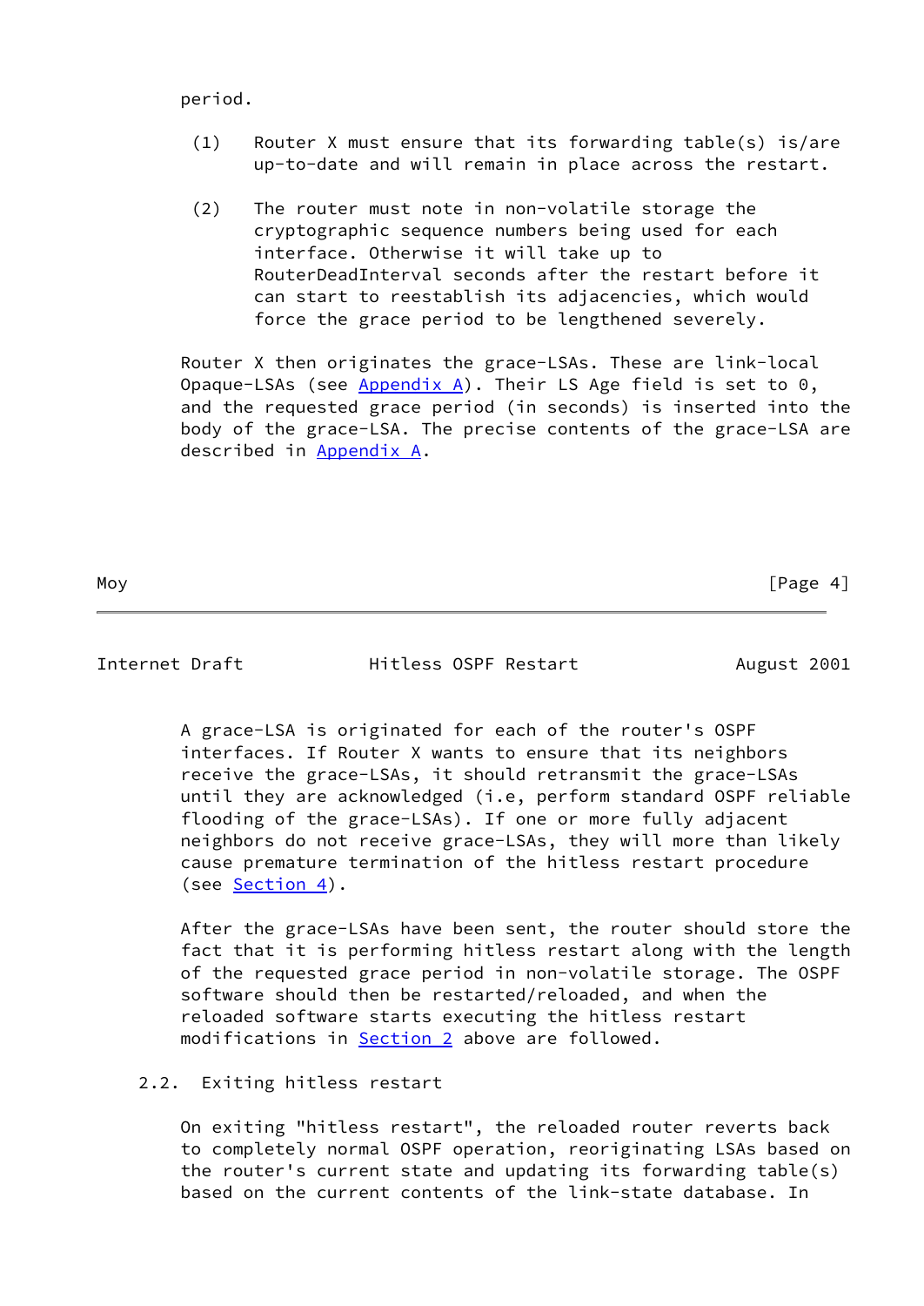period.

(1) Router X must ensure that its forwarding table(s) is/are up-to-date and will remain in place across the restart.

(2) The router must note in non-volatile storage the cryptographic sequence numbers being used for each interface. Otherwise it will take up to RouterDeadInterval seconds after the restart before it can start to reestablish its adjacencies, which would force the grace period to be lengthened severely.

Router X then originates the grace-LSAs. These are link-local Opaque-LSAs (see Appendix A). Their LS Age field is set to 0, and the requested grace period (in seconds) is inserted into the body of the grace-LSA. The precise contents of the grace-LSA are described in Appendix A.

A grace-LSA is originated for each of the router's OSPF interfaces. If Router X wants to ensure that its neighbors receive the grace-LSAs, it should retransmit the grace-LSAs until they are acknowledged (i.e, perform standard OSPF reliable flooding of the grace-LSAs). If one or more fully adjacent neighbors do not receive grace-LSAs, they will more than likely cause premature termination of the hitless restart procedure (see Section 4).

After the grace-LSAs have been sent, the router should store the fact that it is performing hitless restart along with the length of the requested grace period in non-volatile storage. The OSPF software should then be restarted/reloaded, and when the reloaded software starts executing the hitless restart modifications in Section 2 above are followed.

### 2.2. Exiting hitless restart

On exiting "hitless restart", the reloaded router reverts back to completely normal OSPF operation, reoriginating LSAs based on the router's current state and updating its forwarding table(s) based on the current contents of the link-state database. In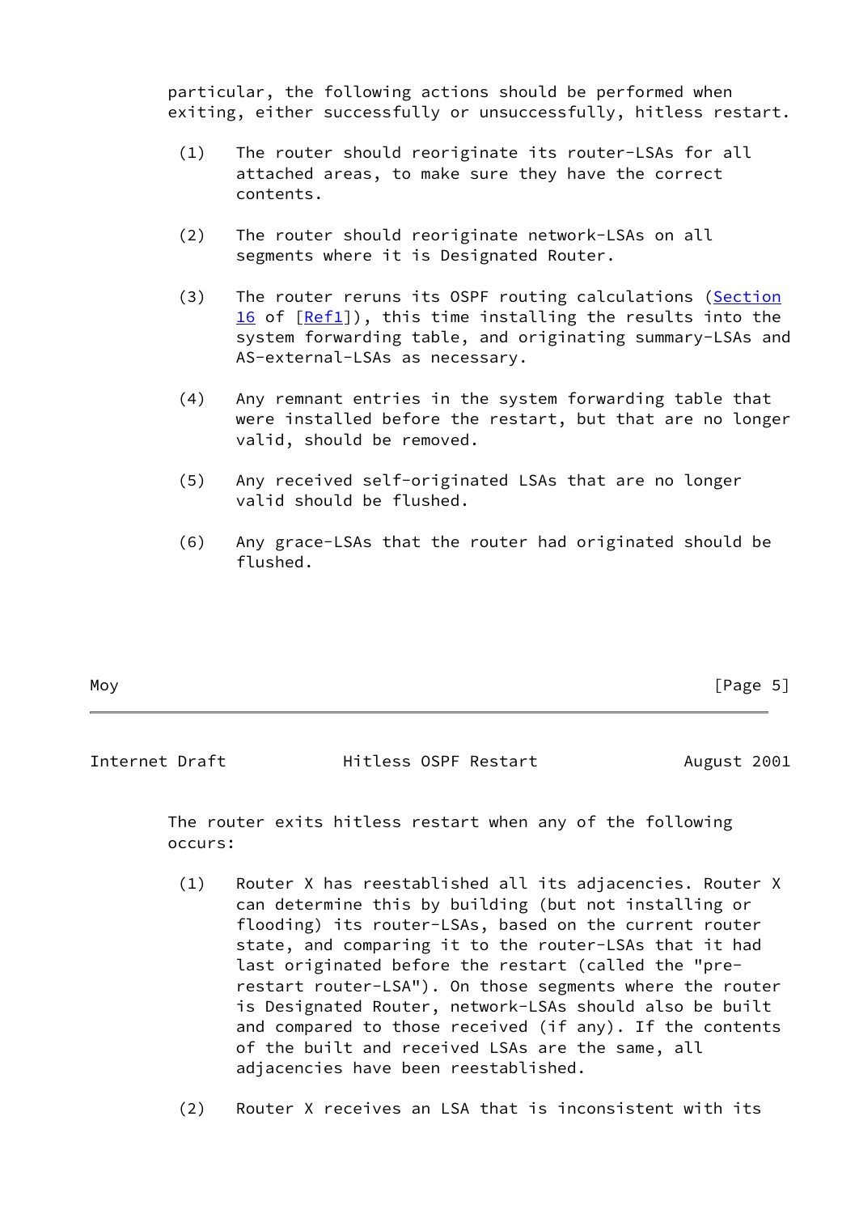particular, the following actions should be performed when exiting, either successfully or unsuccessfully, hitless restart.

(1) The router should reoriginate its router-LSAs for all attached areas, to make sure they have the correct contents.

(2) The router should reoriginate network-LSAs on all segments where it is Designated Router.

(3) The router reruns its OSPF routing calculations (Section 16 of [Ref1]), this time installing the results into the system forwarding table, and originating summary-LSAs and AS-external-LSAs as necessary.

(4) Any remnant entries in the system forwarding table that were installed before the restart, but that are no longer valid, should be removed.

(5) Any received self-originated LSAs that are no longer valid should be flushed.

(6) Any grace-LSAs that the router had originated should be flushed.

The router exits hitless restart when any of the following occurs:

(1) Router X has reestablished all its adjacencies. Router X can determine this by building (but not installing or flooding) its router-LSAs, based on the current router state, and comparing it to the router-LSAs that it had last originated before the restart (called the "pre-restart router-LSA"). On those segments where the router is Designated Router, network-LSAs should also be built and compared to those received (if any). If the contents of the built and received LSAs are the same, all adjacencies have been reestablished.

(2) Router X receives an LSA that is inconsistent with its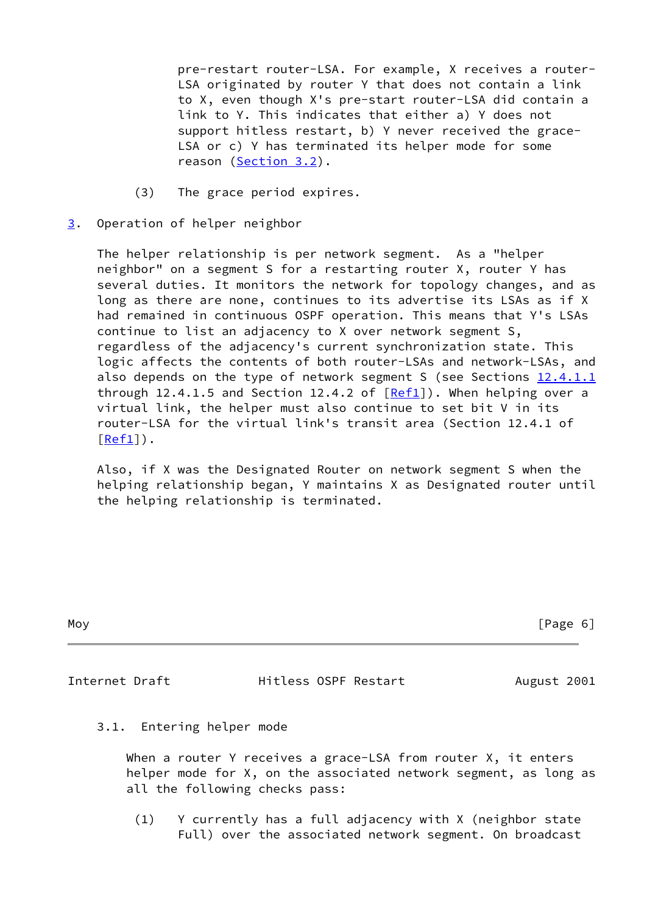pre-restart router-LSA. For example, X receives a router-LSA originated by router Y that does not contain a link to X, even though X's pre-start router-LSA did contain a link to Y. This indicates that either a) Y does not support hitless restart, b) Y never received the grace-LSA or c) Y has terminated its helper mode for some reason (Section 3.2).

(3) The grace period expires.

## 3. Operation of helper neighbor

The helper relationship is per network segment. As a "helper neighbor" on a segment S for a restarting router X, router Y has several duties. It monitors the network for topology changes, and as long as there are none, continues to its advertise its LSAs as if X had remained in continuous OSPF operation. This means that Y's LSAs continue to list an adjacency to X over network segment S, regardless of the adjacency's current synchronization state. This logic affects the contents of both router-LSAs and network-LSAs, and also depends on the type of network segment S (see Sections 12.4.1.1 through 12.4.1.5 and Section 12.4.2 of [Ref1]). When helping over a virtual link, the helper must also continue to set bit V in its router-LSA for the virtual link's transit area (Section 12.4.1 of [Ref1]).

Also, if X was the Designated Router on network segment S when the helping relationship began, Y maintains X as Designated router until the helping relationship is terminated.

### 3.1. Entering helper mode

When a router Y receives a grace-LSA from router X, it enters helper mode for X, on the associated network segment, as long as all the following checks pass:

(1) Y currently has a full adjacency with X (neighbor state Full) over the associated network segment. On broadcast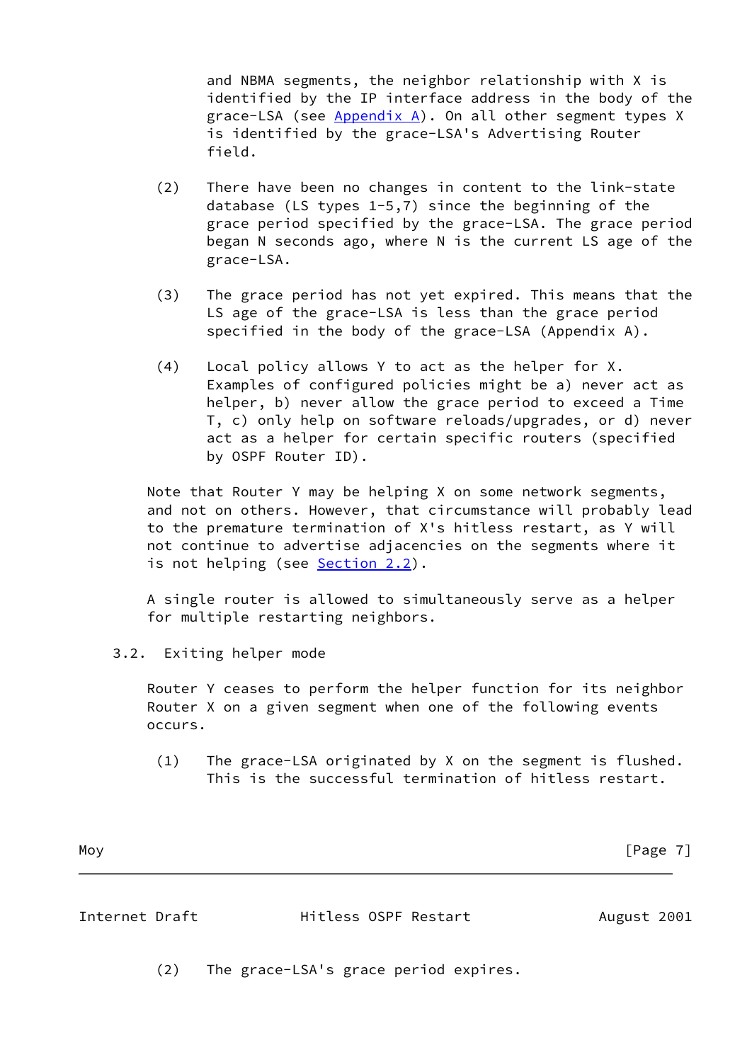and NBMA segments, the neighbor relationship with X is identified by the IP interface address in the body of the grace-LSA (see Appendix A). On all other segment types X is identified by the grace-LSA's Advertising Router field.

(2) There have been no changes in content to the link-state database (LS types 1-5,7) since the beginning of the grace period specified by the grace-LSA. The grace period began N seconds ago, where N is the current LS age of the grace-LSA.

(3) The grace period has not yet expired. This means that the LS age of the grace-LSA is less than the grace period specified in the body of the grace-LSA (Appendix A).

(4) Local policy allows Y to act as the helper for X. Examples of configured policies might be a) never act as helper, b) never allow the grace period to exceed a Time T, c) only help on software reloads/upgrades, or d) never act as a helper for certain specific routers (specified by OSPF Router ID).

Note that Router Y may be helping X on some network segments, and not on others. However, that circumstance will probably lead to the premature termination of X's hitless restart, as Y will not continue to advertise adjacencies on the segments where it is not helping (see Section 2.2).

A single router is allowed to simultaneously serve as a helper for multiple restarting neighbors.

### 3.2. Exiting helper mode

Router Y ceases to perform the helper function for its neighbor Router X on a given segment when one of the following events occurs.

(1) The grace-LSA originated by X on the segment is flushed. This is the successful termination of hitless restart.

(2) The grace-LSA's grace period expires.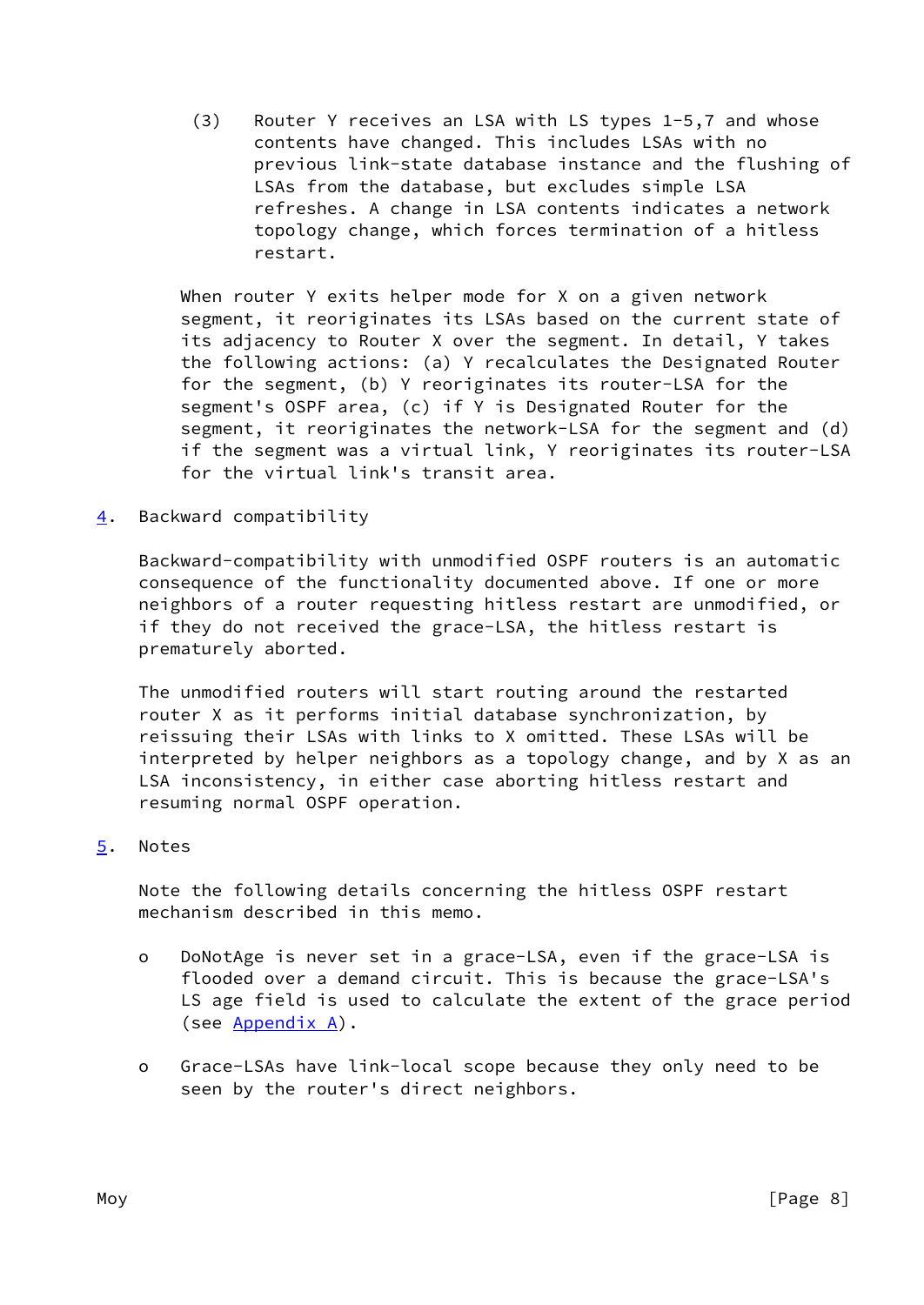(3) Router Y receives an LSA with LS types 1-5,7 and whose contents have changed. This includes LSAs with no previous link-state database instance and the flushing of LSAs from the database, but excludes simple LSA refreshes. A change in LSA contents indicates a network topology change, which forces termination of a hitless restart.

When router Y exits helper mode for X on a given network segment, it reoriginates its LSAs based on the current state of its adjacency to Router X over the segment. In detail, Y takes the following actions: (a) Y recalculates the Designated Router for the segment, (b) Y reoriginates its router-LSA for the segment's OSPF area, (c) if Y is Designated Router for the segment, it reoriginates the network-LSA for the segment and (d) if the segment was a virtual link, Y reoriginates its router-LSA for the virtual link's transit area.

## 4. Backward compatibility

Backward-compatibility with unmodified OSPF routers is an automatic consequence of the functionality documented above. If one or more neighbors of a router requesting hitless restart are unmodified, or if they do not received the grace-LSA, the hitless restart is prematurely aborted.

The unmodified routers will start routing around the restarted router X as it performs initial database synchronization, by reissuing their LSAs with links to X omitted. These LSAs will be interpreted by helper neighbors as a topology change, and by X as an LSA inconsistency, in either case aborting hitless restart and resuming normal OSPF operation.

## 5. Notes

Note the following details concerning the hitless OSPF restart mechanism described in this memo.

- DoNotAge is never set in a grace-LSA, even if the grace-LSA is flooded over a demand circuit. This is because the grace-LSA's LS age field is used to calculate the extent of the grace period (see Appendix A).

- Grace-LSAs have link-local scope because they only need to be seen by the router's direct neighbors.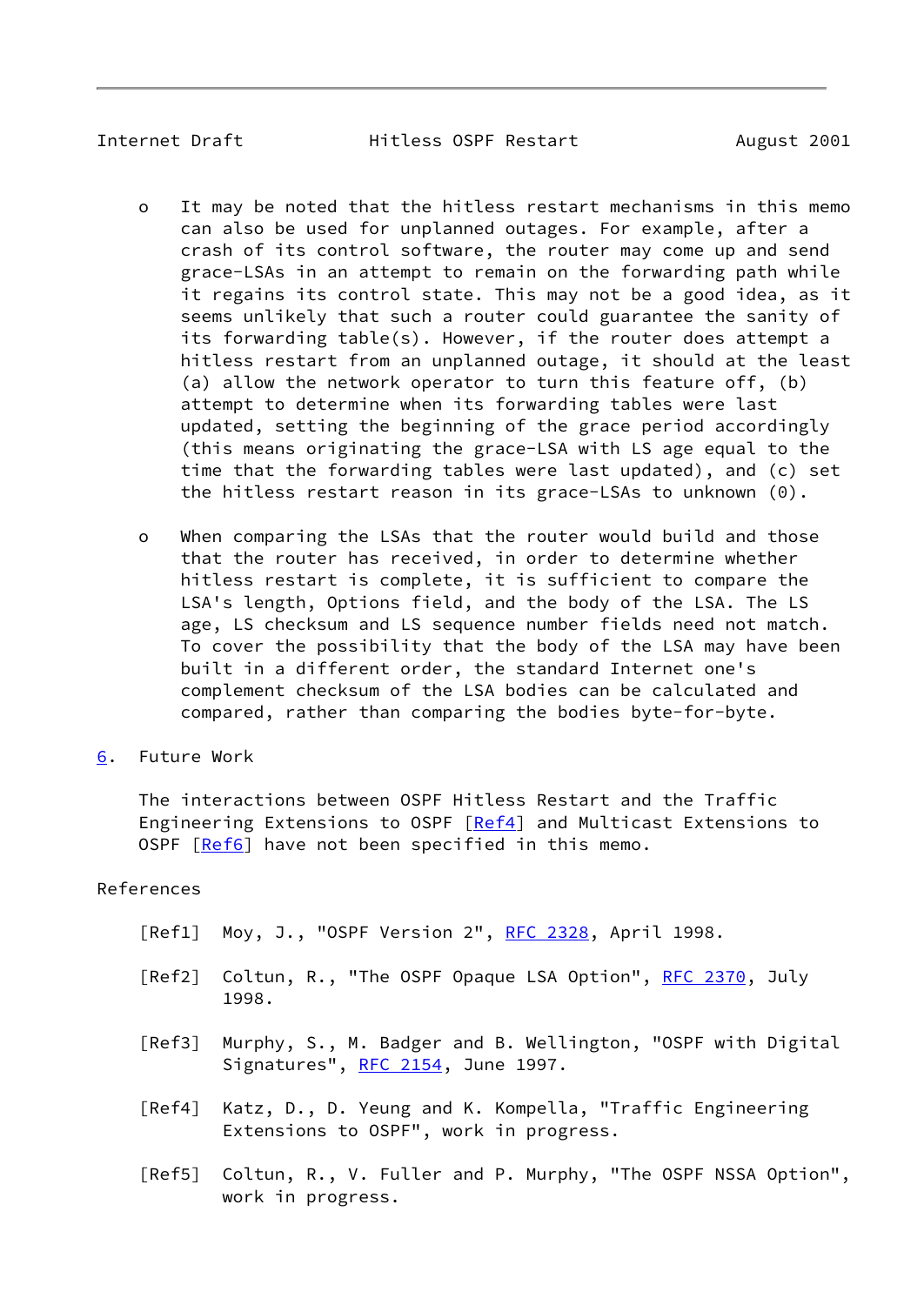- It may be noted that the hitless restart mechanisms in this memo can also be used for unplanned outages. For example, after a crash of its control software, the router may come up and send grace-LSAs in an attempt to remain on the forwarding path while it regains its control state. This may not be a good idea, as it seems unlikely that such a router could guarantee the sanity of its forwarding table(s). However, if the router does attempt a hitless restart from an unplanned outage, it should at the least (a) allow the network operator to turn this feature off, (b) attempt to determine when its forwarding tables were last updated, setting the beginning of the grace period accordingly (this means originating the grace-LSA with LS age equal to the time that the forwarding tables were last updated), and (c) set the hitless restart reason in its grace-LSAs to unknown (0).

- When comparing the LSAs that the router would build and those that the router has received, in order to determine whether hitless restart is complete, it is sufficient to compare the LSA's length, Options field, and the body of the LSA. The LS age, LS checksum and LS sequence number fields need not match. To cover the possibility that the body of the LSA may have been built in a different order, the standard Internet one's complement checksum of the LSA bodies can be calculated and compared, rather than comparing the bodies byte-for-byte.

## 6. Future Work

The interactions between OSPF Hitless Restart and the Traffic Engineering Extensions to OSPF [Ref4] and Multicast Extensions to OSPF [Ref6] have not been specified in this memo.

## References

[Ref1] Moy, J., "OSPF Version 2", RFC 2328, April 1998.

[Ref2] Coltun, R., "The OSPF Opaque LSA Option", RFC 2370, July 1998.

[Ref3] Murphy, S., M. Badger and B. Wellington, "OSPF with Digital Signatures", RFC 2154, June 1997.

[Ref4] Katz, D., D. Yeung and K. Kompella, "Traffic Engineering Extensions to OSPF", work in progress.

[Ref5] Coltun, R., V. Fuller and P. Murphy, "The OSPF NSSA Option", work in progress.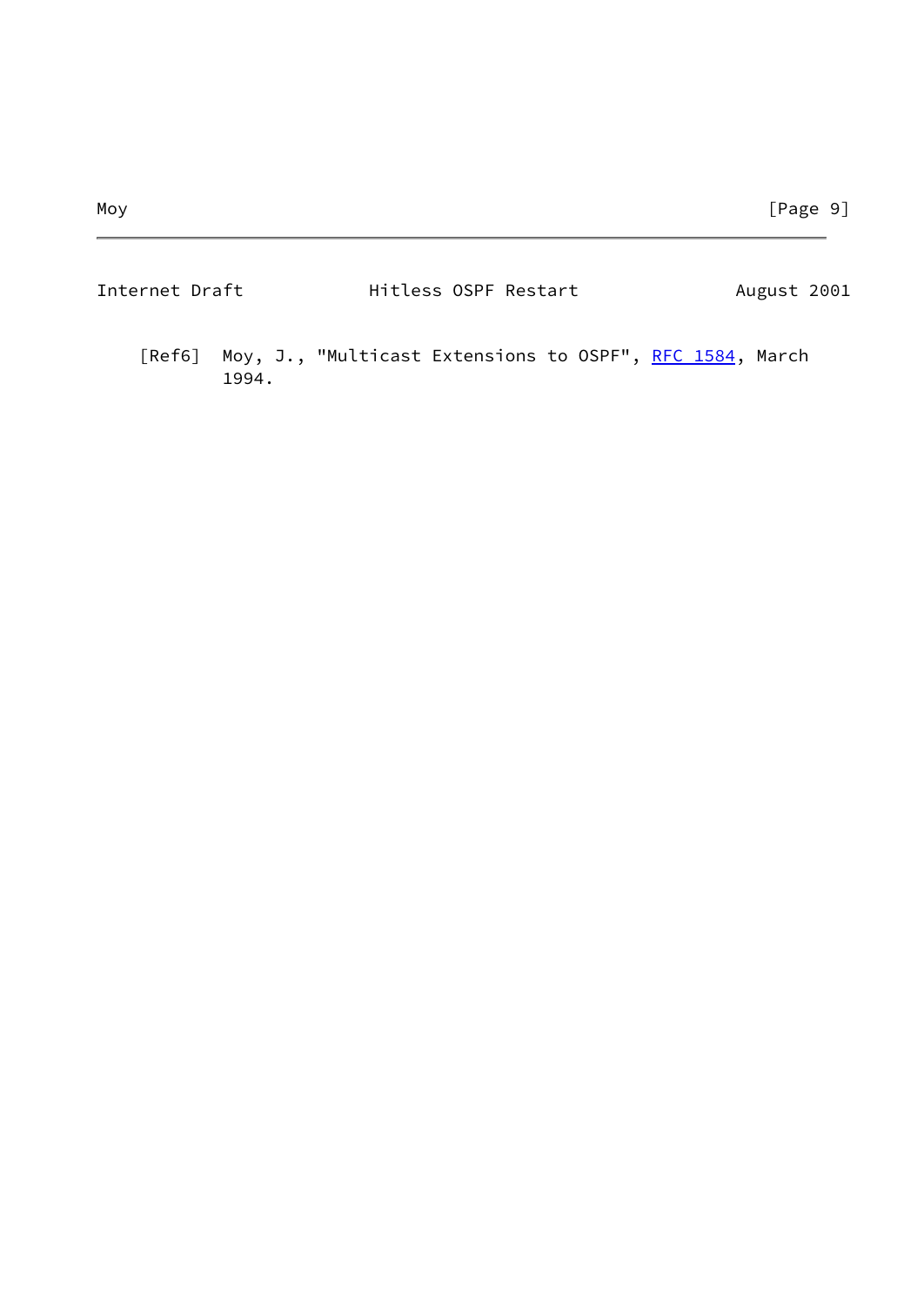[Ref6] Moy, J., "Multicast Extensions to OSPF", RFC 1584, March 1994.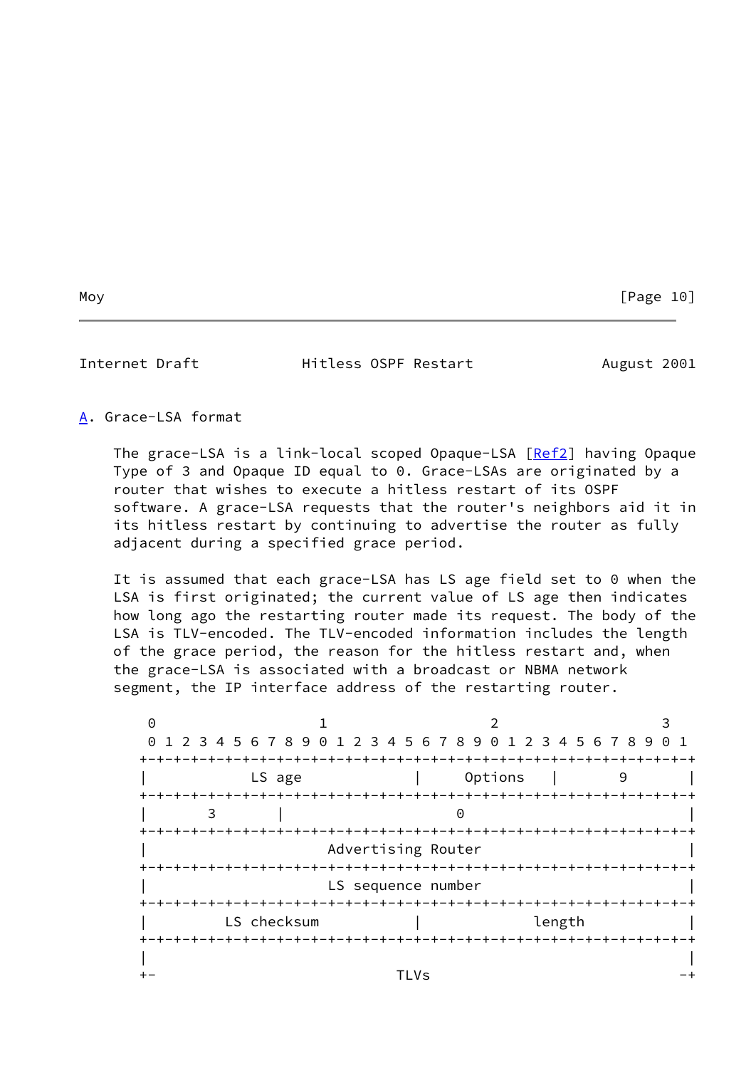## A. Grace-LSA format

The grace-LSA is a link-local scoped Opaque-LSA [Ref2] having Opaque Type of 3 and Opaque ID equal to 0. Grace-LSAs are originated by a router that wishes to execute a hitless restart of its OSPF software. A grace-LSA requests that the router's neighbors aid it in its hitless restart by continuing to advertise the router as fully adjacent during a specified grace period.

It is assumed that each grace-LSA has LS age field set to 0 when the LSA is first originated; the current value of LS age then indicates how long ago the restarting router made its request. The body of the LSA is TLV-encoded. The TLV-encoded information includes the length of the grace period, the reason for the hitless restart and, when the grace-LSA is associated with a broadcast or NBMA network segment, the IP interface address of the restarting router.

```
 0                   1                   2                   3
 0 1 2 3 4 5 6 7 8 9 0 1 2 3 4 5 6 7 8 9 0 1 2 3 4 5 6 7 8 9 0 1
+-+-+-+-+-+-+-+-+-+-+-+-+-+-+-+-+-+-+-+-+-+-+-+-+-+-+-+-+-+-+-+-+
|            LS age             |     Options   |       9       |
+-+-+-+-+-+-+-+-+-+-+-+-+-+-+-+-+-+-+-+-+-+-+-+-+-+-+-+-+-+-+-+-+
|       3       |                    0                          |
+-+-+-+-+-+-+-+-+-+-+-+-+-+-+-+-+-+-+-+-+-+-+-+-+-+-+-+-+-+-+-+-+
|                     Advertising Router                        |
+-+-+-+-+-+-+-+-+-+-+-+-+-+-+-+-+-+-+-+-+-+-+-+-+-+-+-+-+-+-+-+-+
|                     LS sequence number                        |
+-+-+-+-+-+-+-+-+-+-+-+-+-+-+-+-+-+-+-+-+-+-+-+-+-+-+-+-+-+-+-+-+
|         LS checksum           |             length            |
+-+-+-+-+-+-+-+-+-+-+-+-+-+-+-+-+-+-+-+-+-+-+-+-+-+-+-+-+-+-+-+-+
|                                                               |
+-                            TLVs                             -+
```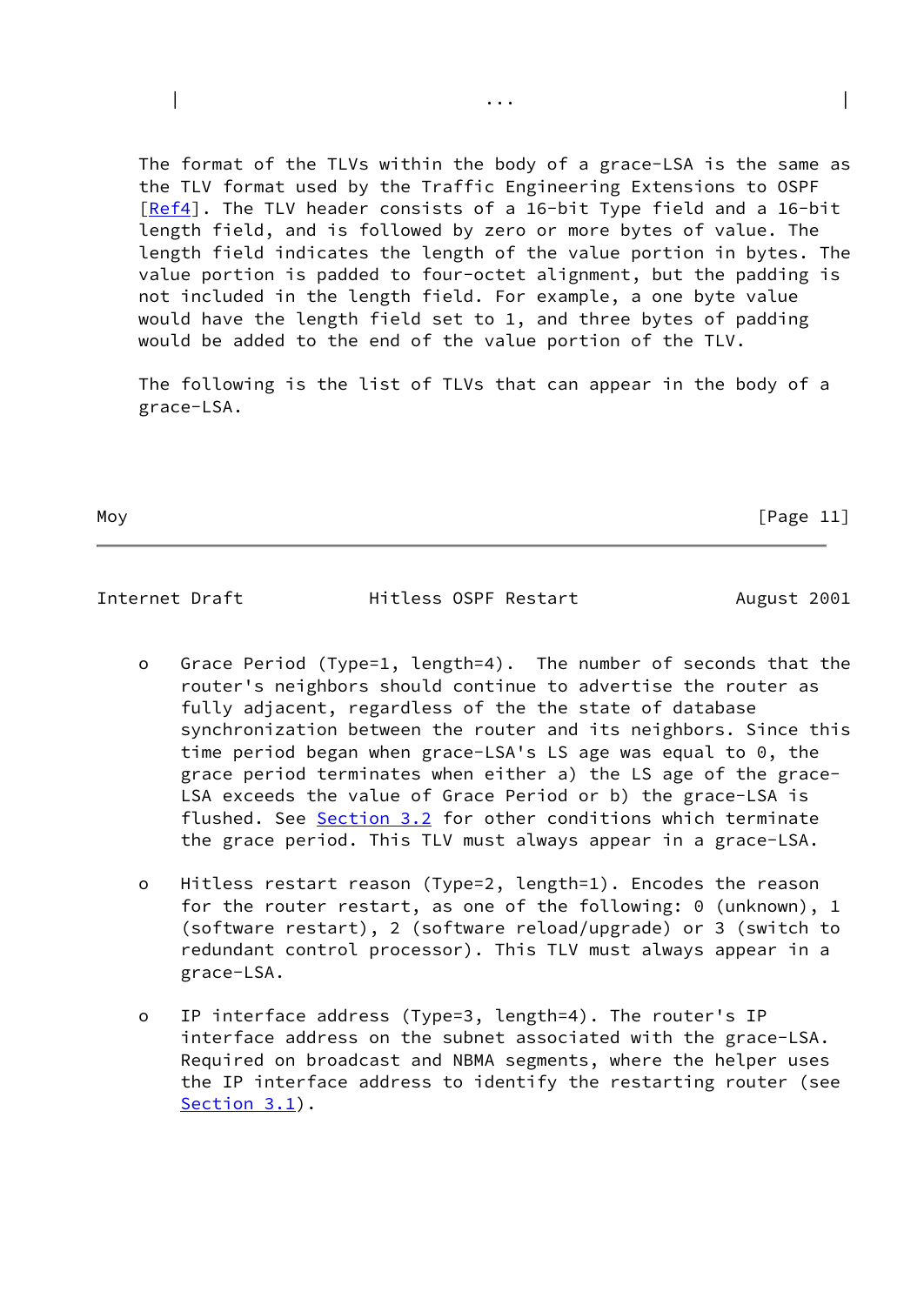|                    ...                    |

The format of the TLVs within the body of a grace-LSA is the same as the TLV format used by the Traffic Engineering Extensions to OSPF [Ref4]. The TLV header consists of a 16-bit Type field and a 16-bit length field, and is followed by zero or more bytes of value. The length field indicates the length of the value portion in bytes. The value portion is padded to four-octet alignment, but the padding is not included in the length field. For example, a one byte value would have the length field set to 1, and three bytes of padding would be added to the end of the value portion of the TLV.

The following is the list of TLVs that can appear in the body of a grace-LSA.

- Grace Period (Type=1, length=4). The number of seconds that the router's neighbors should continue to advertise the router as fully adjacent, regardless of the the state of database synchronization between the router and its neighbors. Since this time period began when grace-LSA's LS age was equal to 0, the grace period terminates when either a) the LS age of the grace-LSA exceeds the value of Grace Period or b) the grace-LSA is flushed. See Section 3.2 for other conditions which terminate the grace period. This TLV must always appear in a grace-LSA.

- Hitless restart reason (Type=2, length=1). Encodes the reason for the router restart, as one of the following: 0 (unknown), 1 (software restart), 2 (software reload/upgrade) or 3 (switch to redundant control processor). This TLV must always appear in a grace-LSA.

- IP interface address (Type=3, length=4). The router's IP interface address on the subnet associated with the grace-LSA. Required on broadcast and NBMA segments, where the helper uses the IP interface address to identify the restarting router (see Section 3.1).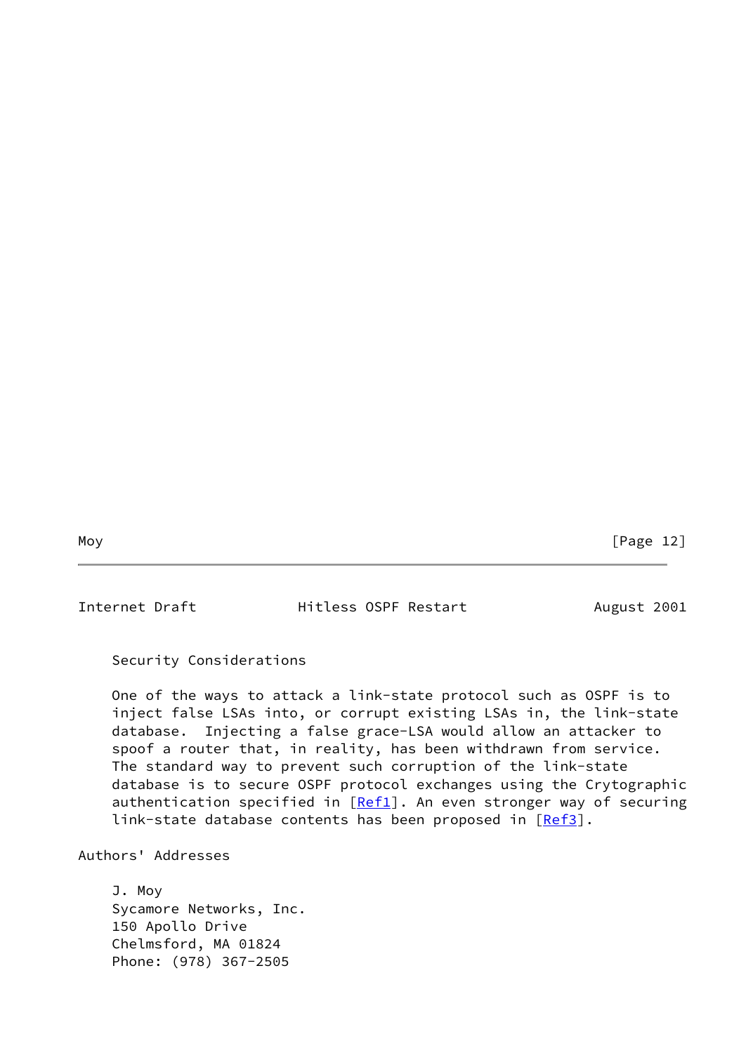## Security Considerations

One of the ways to attack a link-state protocol such as OSPF is to inject false LSAs into, or corrupt existing LSAs in, the link-state database. Injecting a false grace-LSA would allow an attacker to spoof a router that, in reality, has been withdrawn from service. The standard way to prevent such corruption of the link-state database is to secure OSPF protocol exchanges using the Crytographic authentication specified in [Ref1]. An even stronger way of securing link-state database contents has been proposed in [Ref3].

## Authors' Addresses

J. Moy
Sycamore Networks, Inc.
150 Apollo Drive
Chelmsford, MA 01824
Phone: (978) 367-2505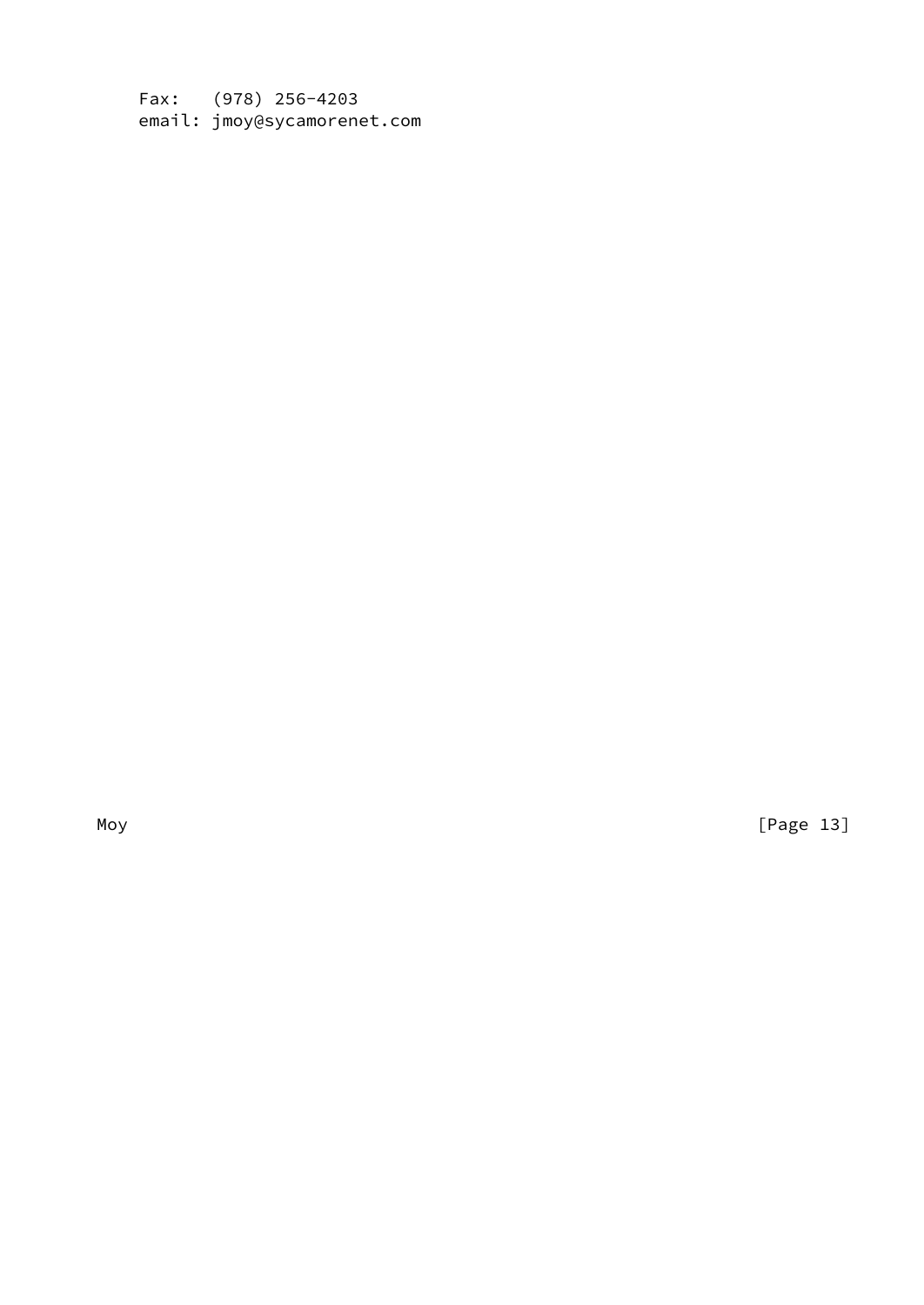Fax:   (978) 256-4203
email: jmoy@sycamorenet.com